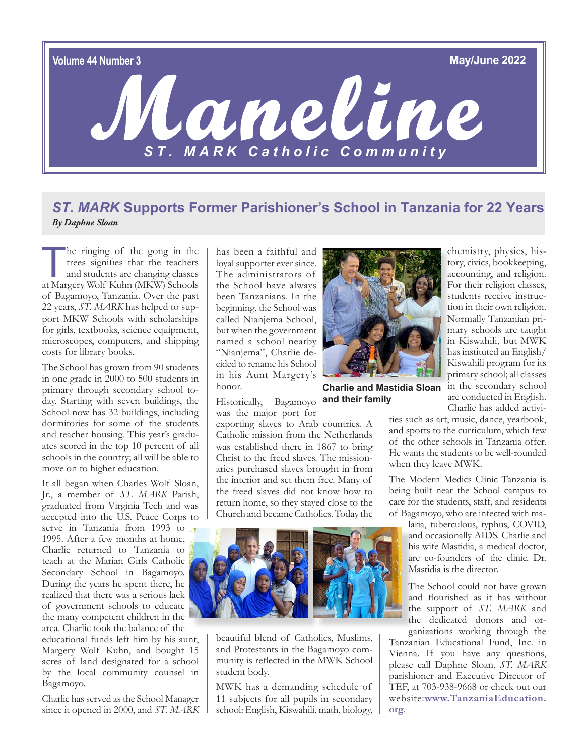Volume 44 Number 3 May/June 2022

# Maneline

ST. MARK Catholic Community

## *ST. MARK* Supports Former Parishioner's School in Tanzania for 22 Years

***By Daphne Sloan***

The ringing of the gong in the trees signifies that the teachers and students are changing classes at Margery Wolf Kuhn (MKW) Schools of Bagamoyo, Tanzania. Over the past 22 years, *ST. MARK* has helped to support MKW Schools with scholarships for girls, textbooks, science equipment, microscopes, computers, and shipping costs for library books.

The School has grown from 90 students in one grade in 2000 to 500 students in primary through secondary school today. Starting with seven buildings, the School now has 32 buildings, including dormitories for some of the students and teacher housing. This year's graduates scored in the top 10 percent of all schools in the country; all will be able to move on to higher education.

It all began when Charles Wolf Sloan, Jr., a member of *ST. MARK* Parish, graduated from Virginia Tech and was accepted into the U.S. Peace Corps to serve in Tanzania from 1993 to 1995. After a few months at home, Charlie returned to Tanzania to teach at the Marian Girls Catholic Secondary School in Bagamoyo. During the years he spent there, he realized that there was a serious lack of government schools to educate the many competent children in the area. Charlie took the balance of the educational funds left him by his aunt, Margery Wolf Kuhn, and bought 15 acres of land designated for a school by the local community counsel in Bagamoyo.

Charlie has served as the School Manager since it opened in 2000, and *ST. MARK* has been a faithful and loyal supporter ever since. The administrators of the School have always been Tanzanians. In the beginning, the School was called Nianjema School, but when the government named a school nearby "Nianjema", Charlie decided to rename his School in his Aunt Margery's honor.

Historically, Bagamoyo was the major port for exporting slaves to Arab countries. A Catholic mission from the Netherlands was established there in 1867 to bring Christ to the freed slaves. The missionaries purchased slaves brought in from the interior and set them free. Many of the freed slaves did not know how to return home, so they stayed close to the Church and became Catholics. Today the beautiful blend of Catholics, Muslims, and Protestants in the Bagamoyo community is reflected in the MWK School student body.

**Charlie and Mastidia Sloan and their family**

MWK has a demanding schedule of 11 subjects for all pupils in secondary school: English, Kiswahili, math, biology, chemistry, physics, history, civics, bookkeeping, accounting, and religion. For their religion classes, students receive instruction in their own religion. Normally Tanzanian primary schools are taught in Kiswahili, but MWK has instituted an English/Kiswahili program for its primary school; all classes in the secondary school are conducted in English. Charlie has added activities such as art, music, dance, yearbook, and sports to the curriculum, which few of the other schools in Tanzania offer. He wants the students to be well-rounded when they leave MWK.

The Modern Medics Clinic Tanzania is being built near the School campus to care for the students, staff, and residents of Bagamoyo, who are infected with malaria, tuberculous, typhus, COVID, and occasionally AIDS. Charlie and his wife Mastidia, a medical doctor, are co-founders of the clinic. Dr. Mastidia is the director.

The School could not have grown and flourished as it has without the support of *ST. MARK* and the dedicated donors and organizations working through the Tanzanian Educational Fund, Inc. in Vienna. If you have any questions, please call Daphne Sloan, *ST. MARK* parishioner and Executive Director of TEF, at 703-938-9668 or check out our website:**www.TanzaniaEducation.org**.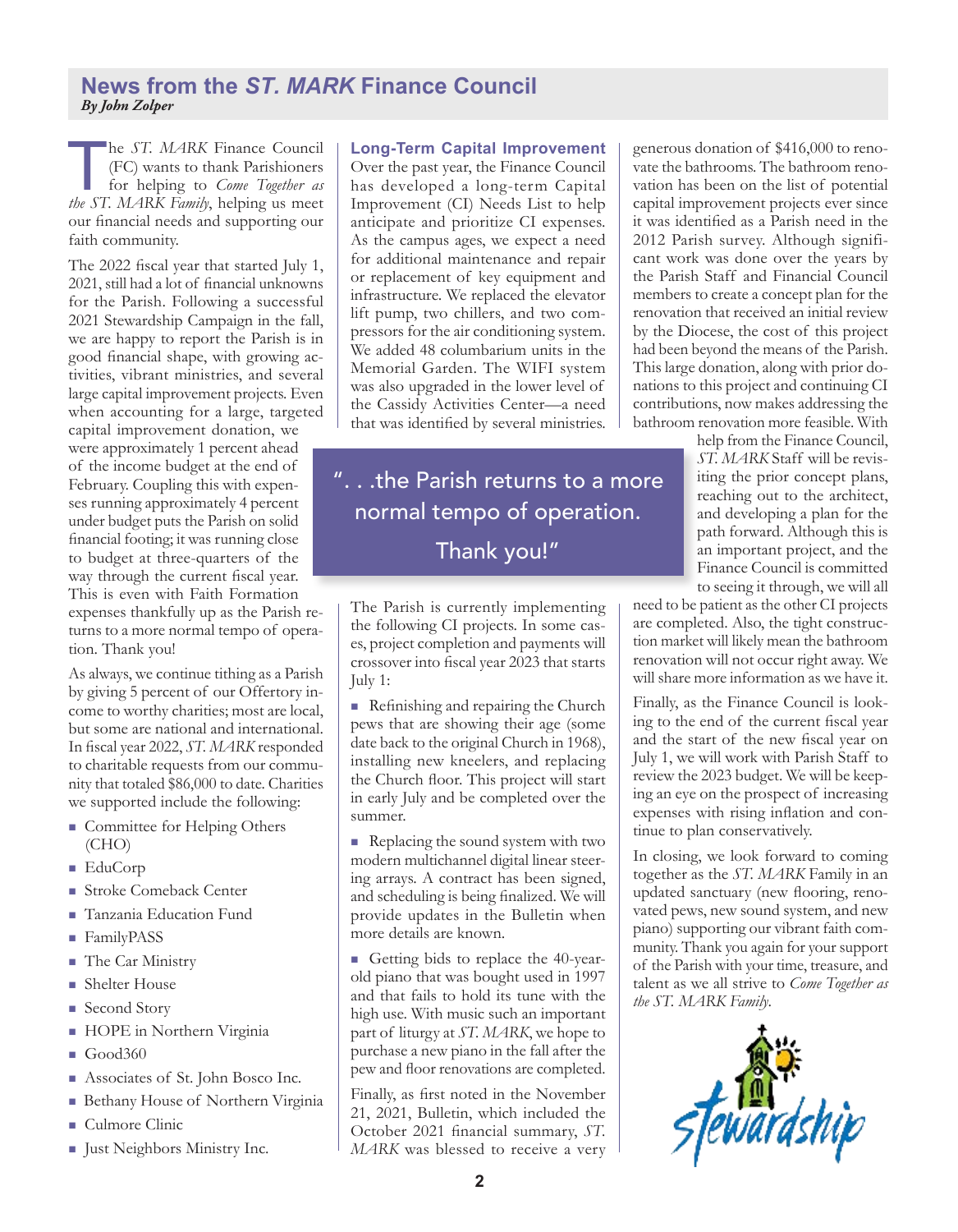## News from the *ST. MARK* Finance Council

***By John Zolper***

The *ST. MARK* Finance Council (FC) wants to thank Parishioners for helping to *Come Together as the ST. MARK Family*, helping us meet our financial needs and supporting our faith community.

The 2022 fiscal year that started July 1, 2021, still had a lot of financial unknowns for the Parish. Following a successful 2021 Stewardship Campaign in the fall, we are happy to report the Parish is in good financial shape, with growing activities, vibrant ministries, and several large capital improvement projects. Even when accounting for a large, targeted capital improvement donation, we were approximately 1 percent ahead of the income budget at the end of February. Coupling this with expenses running approximately 4 percent under budget puts the Parish on solid financial footing; it was running close to budget at three-quarters of the way through the current fiscal year. This is even with Faith Formation expenses thankfully up as the Parish returns to a more normal tempo of operation. Thank you!

As always, we continue tithing as a Parish by giving 5 percent of our Offertory income to worthy charities; most are local, but some are national and international. In fiscal year 2022, *ST. MARK* responded to charitable requests from our community that totaled $86,000 to date. Charities we supported include the following:

- Committee for Helping Others (CHO)
- EduCorp
- Stroke Comeback Center
- Tanzania Education Fund
- FamilyPASS
- The Car Ministry
- Shelter House
- Second Story
- HOPE in Northern Virginia
- Good360
- Associates of St. John Bosco Inc.
- Bethany House of Northern Virginia
- Culmore Clinic
- Just Neighbors Ministry Inc.

### Long-Term Capital Improvement

Over the past year, the Finance Council has developed a long-term Capital Improvement (CI) Needs List to help anticipate and prioritize CI expenses. As the campus ages, we expect a need for additional maintenance and repair or replacement of key equipment and infrastructure. We replaced the elevator lift pump, two chillers, and two compressors for the air conditioning system. We added 48 columbarium units in the Memorial Garden. The WIFI system was also upgraded in the lower level of the Cassidy Activities Center—a need that was identified by several ministries.

> ". . .the Parish returns to a more normal tempo of operation. Thank you!"

The Parish is currently implementing the following CI projects. In some cases, project completion and payments will crossover into fiscal year 2023 that starts July 1:

- Refinishing and repairing the Church pews that are showing their age (some date back to the original Church in 1968), installing new kneelers, and replacing the Church floor. This project will start in early July and be completed over the summer.
- Replacing the sound system with two modern multichannel digital linear steering arrays. A contract has been signed, and scheduling is being finalized. We will provide updates in the Bulletin when more details are known.
- Getting bids to replace the 40-year-old piano that was bought used in 1997 and that fails to hold its tune with the high use. With music such an important part of liturgy at *ST. MARK*, we hope to purchase a new piano in the fall after the pew and floor renovations are completed.

Finally, as first noted in the November 21, 2021, Bulletin, which included the October 2021 financial summary, *ST. MARK* was blessed to receive a very generous donation of $416,000 to renovate the bathrooms. The bathroom renovation has been on the list of potential capital improvement projects ever since it was identified as a Parish need in the 2012 Parish survey. Although significant work was done over the years by the Parish Staff and Financial Council members to create a concept plan for the renovation that received an initial review by the Diocese, the cost of this project had been beyond the means of the Parish. This large donation, along with prior donations to this project and continuing CI contributions, now makes addressing the bathroom renovation more feasible. With help from the Finance Council, *ST. MARK* Staff will be revisiting the prior concept plans, reaching out to the architect, and developing a plan for the path forward. Although this is an important project, and the Finance Council is committed to seeing it through, we will all need to be patient as the other CI projects are completed. Also, the tight construction market will likely mean the bathroom renovation will not occur right away. We will share more information as we have it.

Finally, as the Finance Council is looking to the end of the current fiscal year and the start of the new fiscal year on July 1, we will work with Parish Staff to review the 2023 budget. We will be keeping an eye on the prospect of increasing expenses with rising inflation and continue to plan conservatively.

In closing, we look forward to coming together as the *ST. MARK* Family in an updated sanctuary (new flooring, renovated pews, new sound system, and new piano) supporting our vibrant faith community. Thank you again for your support of the Parish with your time, treasure, and talent as we all strive to *Come Together as the ST. MARK Family*.

Stewardship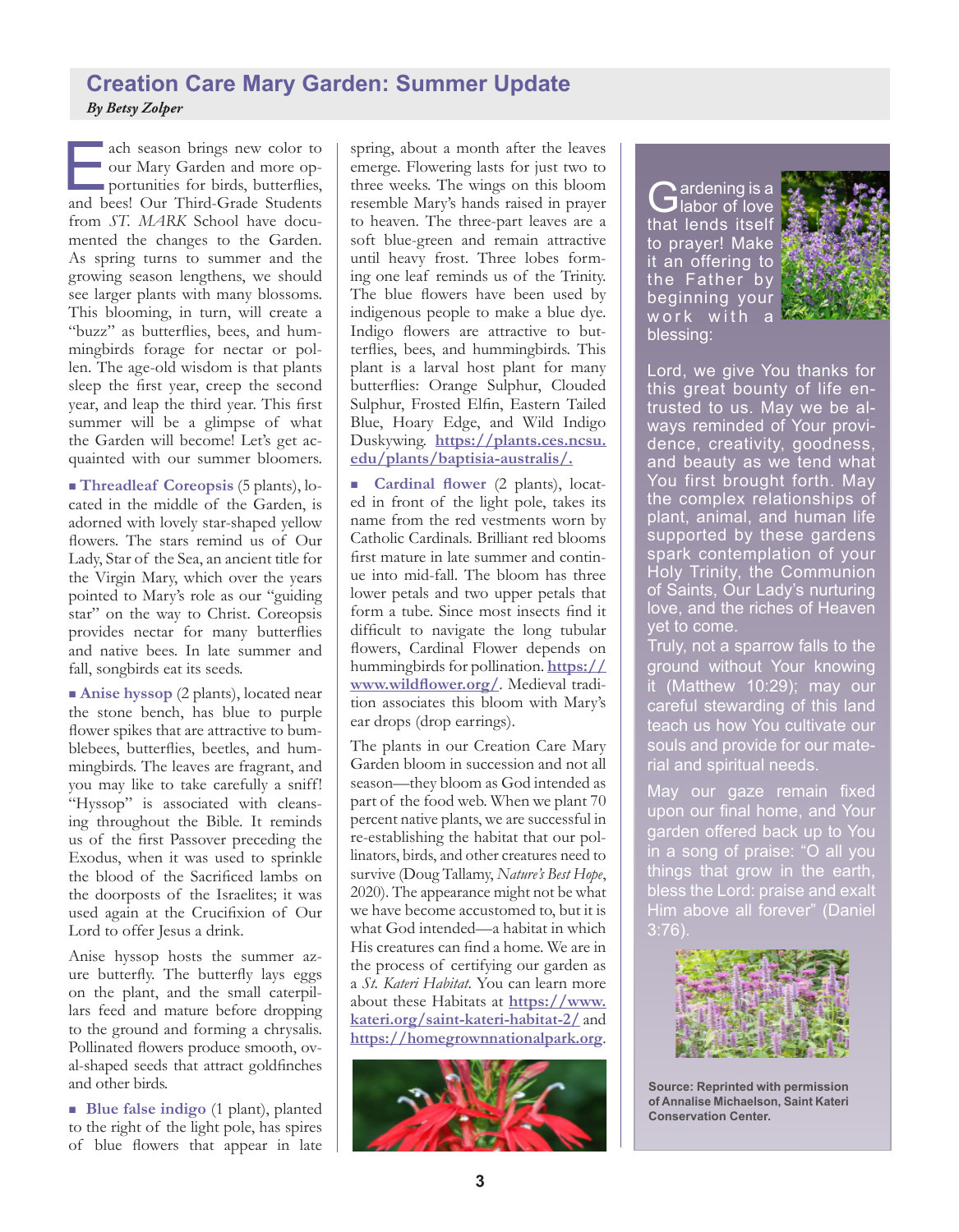# Creation Care Mary Garden: Summer Update

***By Betsy Zolper***

Each season brings new color to our Mary Garden and more opportunities for birds, butterflies, and bees! Our Third-Grade Students from *ST. MARK* School have documented the changes to the Garden. As spring turns to summer and the growing season lengthens, we should see larger plants with many blossoms. This blooming, in turn, will create a "buzz" as butterflies, bees, and hummingbirds forage for nectar or pollen. The age-old wisdom is that plants sleep the first year, creep the second year, and leap the third year. This first summer will be a glimpse of what the Garden will become! Let's get acquainted with our summer bloomers.

▪ **Threadleaf Coreopsis** (5 plants), located in the middle of the Garden, is adorned with lovely star-shaped yellow flowers. The stars remind us of Our Lady, Star of the Sea, an ancient title for the Virgin Mary, which over the years pointed to Mary's role as our "guiding star" on the way to Christ. Coreopsis provides nectar for many butterflies and native bees. In late summer and fall, songbirds eat its seeds.

▪ **Anise hyssop** (2 plants), located near the stone bench, has blue to purple flower spikes that are attractive to bumblebees, butterflies, beetles, and hummingbirds. The leaves are fragrant, and you may like to take carefully a sniff! "Hyssop" is associated with cleansing throughout the Bible. It reminds us of the first Passover preceding the Exodus, when it was used to sprinkle the blood of the Sacrificed lambs on the doorposts of the Israelites; it was used again at the Crucifixion of Our Lord to offer Jesus a drink.

Anise hyssop hosts the summer azure butterfly. The butterfly lays eggs on the plant, and the small caterpillars feed and mature before dropping to the ground and forming a chrysalis. Pollinated flowers produce smooth, oval-shaped seeds that attract goldfinches and other birds.

▪ **Blue false indigo** (1 plant), planted to the right of the light pole, has spires of blue flowers that appear in late spring, about a month after the leaves emerge. Flowering lasts for just two to three weeks. The wings on this bloom resemble Mary's hands raised in prayer to heaven. The three-part leaves are a soft blue-green and remain attractive until heavy frost. Three lobes forming one leaf reminds us of the Trinity. The blue flowers have been used by indigenous people to make a blue dye. Indigo flowers are attractive to butterflies, bees, and hummingbirds. This plant is a larval host plant for many butterflies: Orange Sulphur, Clouded Sulphur, Frosted Elfin, Eastern Tailed Blue, Hoary Edge, and Wild Indigo Duskywing. **https://plants.ces.ncsu.edu/plants/baptisia-australis/.**

▪ **Cardinal flower** (2 plants), located in front of the light pole, takes its name from the red vestments worn by Catholic Cardinals. Brilliant red blooms first mature in late summer and continue into mid-fall. The bloom has three lower petals and two upper petals that form a tube. Since most insects find it difficult to navigate the long tubular flowers, Cardinal Flower depends on hummingbirds for pollination. **https://www.wildflower.org/**. Medieval tradition associates this bloom with Mary's ear drops (drop earrings).

The plants in our Creation Care Mary Garden bloom in succession and not all season—they bloom as God intended as part of the food web. When we plant 70 percent native plants, we are successful in re-establishing the habitat that our pollinators, birds, and other creatures need to survive (Doug Tallamy, *Nature's Best Hope*, 2020). The appearance might not be what we have become accustomed to, but it is what God intended—a habitat in which His creatures can find a home. We are in the process of certifying our garden as a *St. Kateri Habitat*. You can learn more about these Habitats at **https://www.kateri.org/saint-kateri-habitat-2/** and **https://homegrownnationalpark.org**.

---

Gardening is a labor of love that lends itself to prayer! Make it an offering to the Father by beginning your work with a blessing:

Lord, we give You thanks for this great bounty of life entrusted to us. May we be always reminded of Your providence, creativity, goodness, and beauty as we tend what You first brought forth. May the complex relationships of plant, animal, and human life supported by these gardens spark contemplation of your Holy Trinity, the Communion of Saints, Our Lady's nurturing love, and the riches of Heaven yet to come.
Truly, not a sparrow falls to the ground without Your knowing it (Matthew 10:29); may our careful stewarding of this land teach us how You cultivate our souls and provide for our material and spiritual needs.

May our gaze remain fixed upon our final home, and Your garden offered back up to You in a song of praise: "O all you things that grow in the earth, bless the Lord: praise and exalt Him above all forever" (Daniel 3:76).

**Source: Reprinted with permission of Annalise Michaelson, Saint Kateri Conservation Center.**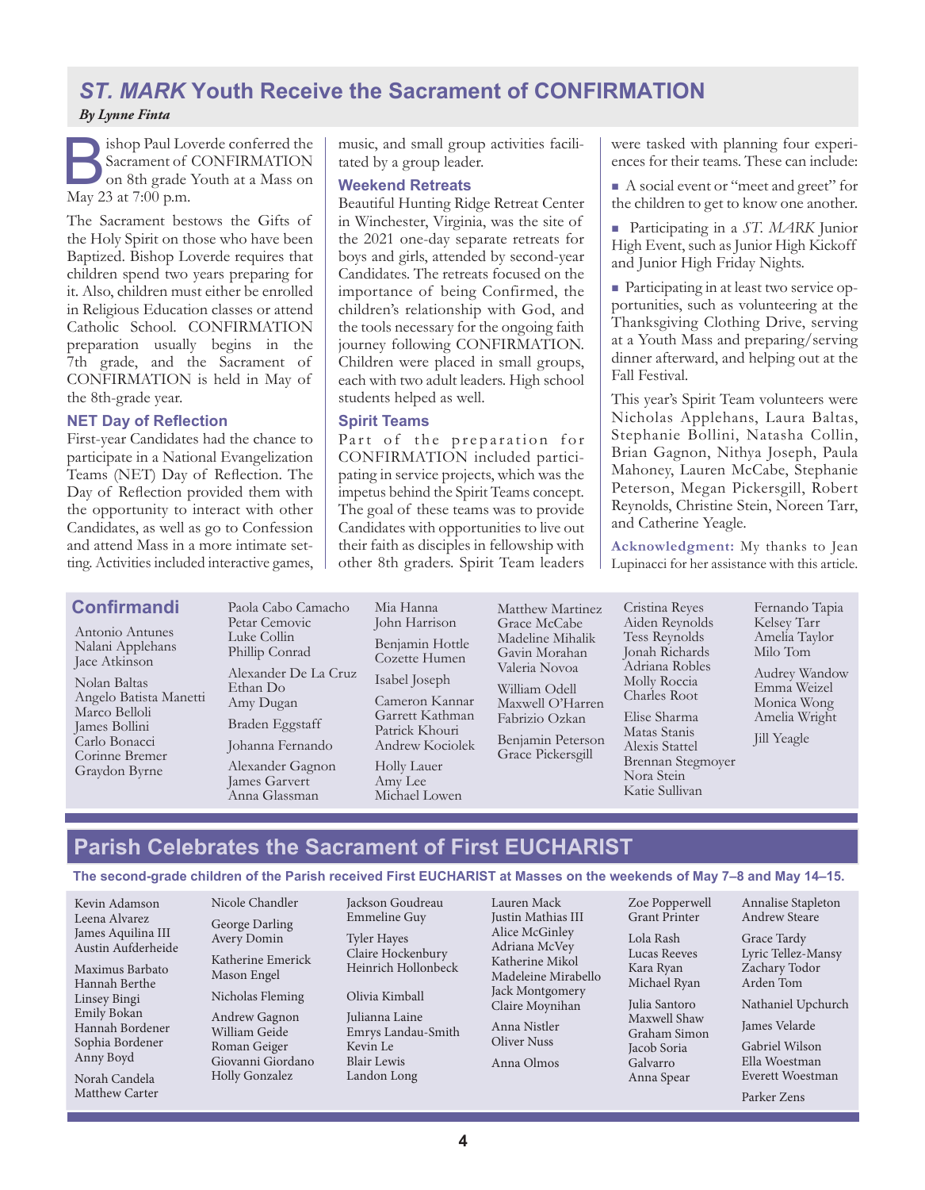## *ST. MARK* Youth Receive the Sacrament of CONFIRMATION

***By Lynne Finta***

Bishop Paul Loverde conferred the Sacrament of CONFIRMATION on 8th grade Youth at a Mass on May 23 at 7:00 p.m.

The Sacrament bestows the Gifts of the Holy Spirit on those who have been Baptized. Bishop Loverde requires that children spend two years preparing for it. Also, children must either be enrolled in Religious Education classes or attend Catholic School. CONFIRMATION preparation usually begins in the 7th grade, and the Sacrament of CONFIRMATION is held in May of the 8th-grade year.

### NET Day of Reflection

First-year Candidates had the chance to participate in a National Evangelization Teams (NET) Day of Reflection. The Day of Reflection provided them with the opportunity to interact with other Candidates, as well as go to Confession and attend Mass in a more intimate setting. Activities included interactive games, music, and small group activities facilitated by a group leader.

### Weekend Retreats

Beautiful Hunting Ridge Retreat Center in Winchester, Virginia, was the site of the 2021 one-day separate retreats for boys and girls, attended by second-year Candidates. The retreats focused on the importance of being Confirmed, the children's relationship with God, and the tools necessary for the ongoing faith journey following CONFIRMATION. Children were placed in small groups, each with two adult leaders. High school students helped as well.

### Spirit Teams

Part of the preparation for CONFIRMATION included participating in service projects, which was the impetus behind the Spirit Teams concept. The goal of these teams was to provide Candidates with opportunities to live out their faith as disciples in fellowship with other 8th graders. Spirit Team leaders were tasked with planning four experiences for their teams. These can include:

- A social event or "meet and greet" for the children to get to know one another.
- Participating in a *ST. MARK* Junior High Event, such as Junior High Kickoff and Junior High Friday Nights.
- Participating in at least two service opportunities, such as volunteering at the Thanksgiving Clothing Drive, serving at a Youth Mass and preparing/serving dinner afterward, and helping out at the Fall Festival.

This year's Spirit Team volunteers were Nicholas Applehans, Laura Baltas, Stephanie Bollini, Natasha Collin, Brian Gagnon, Nithya Joseph, Paula Mahoney, Lauren McCabe, Stephanie Peterson, Megan Pickersgill, Robert Reynolds, Christine Stein, Noreen Tarr, and Catherine Yeagle.

**Acknowledgment:** My thanks to Jean Lupinacci for her assistance with this article.

### Confirmandi

Antonio Antunes
Nalani Applehans
Jace Atkinson

Nolan Baltas
Angelo Batista Manetti
Marco Belloli
James Bollini
Carlo Bonacci
Corinne Bremer
Graydon Byrne

Paola Cabo Camacho
Petar Cemovic
Luke Collin
Phillip Conrad

Alexander De La Cruz
Ethan Do
Amy Dugan

Braden Eggstaff

Johanna Fernando

Alexander Gagnon
James Garvert
Anna Glassman

Mia Hanna
John Harrison

Benjamin Hottle
Cozette Humen

Isabel Joseph

Cameron Kannar
Garrett Kathman
Patrick Khouri
Andrew Kociolek

Holly Lauer
Amy Lee
Michael Lowen

Matthew Martinez
Grace McCabe
Madeline Mihalik
Gavin Morahan
Valeria Novoa

William Odell
Maxwell O'Harren
Fabrizio Ozkan

Benjamin Peterson
Grace Pickersgill

Cristina Reyes
Aiden Reynolds
Tess Reynolds
Jonah Richards
Adriana Robles
Molly Roccia
Charles Root

Elise Sharma
Matas Stanis
Alexis Stattel
Brennan Stegmoyer
Nora Stein
Katie Sullivan

Fernando Tapia
Kelsey Tarr
Amelia Taylor
Milo Tom

Audrey Wandow
Emma Weizel
Monica Wong
Amelia Wright

Jill Yeagle

## Parish Celebrates the Sacrament of First EUCHARIST

**The second-grade children of the Parish received First EUCHARIST at Masses on the weekends of May 7–8 and May 14–15.**

Kevin Adamson
Leena Alvarez
James Aquilina III
Austin Aufderheide

Maximus Barbato
Hannah Berthe
Linsey Bingi
Emily Bokan
Hannah Bordener
Sophia Bordener
Anny Boyd

Norah Candela
Matthew Carter
Nicole Chandler

George Darling
Avery Domin

Katherine Emerick
Mason Engel

Nicholas Fleming

Andrew Gagnon
William Geide
Roman Geiger
Giovanni Giordano
Holly Gonzalez
Jackson Goudreau
Emmeline Guy

Tyler Hayes
Claire Hockenbury
Heinrich Hollonbeck

Olivia Kimball

Julianna Laine
Emrys Landau-Smith
Kevin Le
Blair Lewis
Landon Long

Lauren Mack
Justin Mathias III
Alice McGinley
Adriana McVey
Katherine Mikol
Madeleine Mirabello
Jack Montgomery
Claire Moynihan

Anna Nistler
Oliver Nuss

Anna Olmos

Zoe Popperwell
Grant Printer

Lola Rash
Lucas Reeves
Kara Ryan
Michael Ryan

Julia Santoro
Maxwell Shaw
Graham Simon
Jacob Soria
Galvarro
Anna Spear
Annalise Stapleton
Andrew Steare

Grace Tardy
Lyric Tellez-Mansy
Zachary Todor
Arden Tom

Nathaniel Upchurch

James Velarde

Gabriel Wilson
Ella Woestman
Everett Woestman

Parker Zens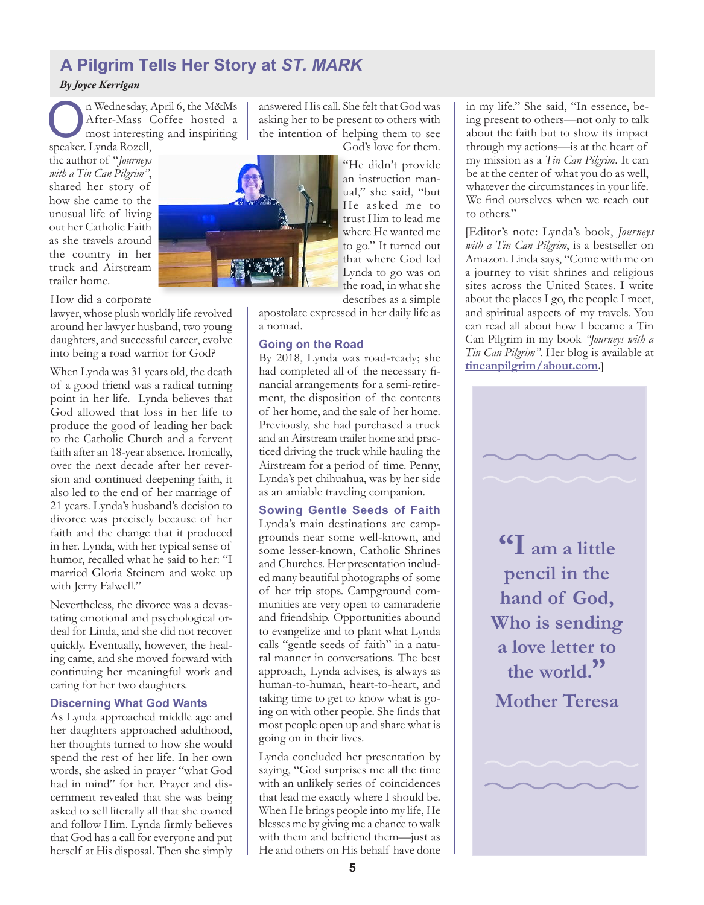## A Pilgrim Tells Her Story at *ST. MARK*

***By Joyce Kerrigan***

On Wednesday, April 6, the M&Ms After-Mass Coffee hosted a most interesting and inspiring speaker. Lynda Rozell, the author of "*Journeys with a Tin Can Pilgrim"*, shared her story of how she came to the unusual life of living out her Catholic Faith as she travels around the country in her truck and Airstream trailer home.

How did a corporate lawyer, whose plush worldly life revolved around her lawyer husband, two young daughters, and successful career, evolve into being a road warrior for God?

When Lynda was 31 years old, the death of a good friend was a radical turning point in her life. Lynda believes that God allowed that loss in her life to produce the good of leading her back to the Catholic Church and a fervent faith after an 18-year absence. Ironically, over the next decade after her reversion and continued deepening faith, it also led to the end of her marriage of 21 years. Lynda's husband's decision to divorce was precisely because of her faith and the change that it produced in her. Lynda, with her typical sense of humor, recalled what he said to her: "I married Gloria Steinem and woke up with Jerry Falwell."

Nevertheless, the divorce was a devastating emotional and psychological ordeal for Linda, and she did not recover quickly. Eventually, however, the healing came, and she moved forward with continuing her meaningful work and caring for her two daughters.

### Discerning What God Wants

As Lynda approached middle age and her daughters approached adulthood, her thoughts turned to how she would spend the rest of her life. In her own words, she asked in prayer "what God had in mind" for her. Prayer and discernment revealed that she was being asked to sell literally all that she owned and follow Him. Lynda firmly believes that God has a call for everyone and put herself at His disposal. Then she simply answered His call. She felt that God was asking her to be present to others with the intention of helping them to see God's love for them.

"He didn't provide an instruction manual," she said, "but He asked me to trust Him to lead me where He wanted me to go." It turned out that where God led Lynda to go was on the road, in what she describes as a simple apostolate expressed in her daily life as a nomad.

### Going on the Road

By 2018, Lynda was road-ready; she had completed all of the necessary financial arrangements for a semi-retirement, the disposition of the contents of her home, and the sale of her home. Previously, she had purchased a truck and an Airstream trailer home and practiced driving the truck while hauling the Airstream for a period of time. Penny, Lynda's pet chihuahua, was by her side as an amiable traveling companion.

### Sowing Gentle Seeds of Faith

Lynda's main destinations are campgrounds near some well-known, and some lesser-known, Catholic Shrines and Churches. Her presentation included many beautiful photographs of some of her trip stops. Campground communities are very open to camaraderie and friendship. Opportunities abound to evangelize and to plant what Lynda calls "gentle seeds of faith" in a natural manner in conversations. The best approach, Lynda advises, is always as human-to-human, heart-to-heart, and taking time to get to know what is going on with other people. She finds that most people open up and share what is going on in their lives.

Lynda concluded her presentation by saying, "God surprises me all the time with an unlikely series of coincidences that lead me exactly where I should be. When He brings people into my life, He blesses me by giving me a chance to walk with them and befriend them—just as He and others on His behalf have done in my life." She said, "In essence, being present to others—not only to talk about the faith but to show its impact through my actions—is at the heart of my mission as a *Tin Can Pilgrim*. It can be at the center of what you do as well, whatever the circumstances in your life. We find ourselves when we reach out to others."

[Editor's note: Lynda's book, *Journeys with a Tin Can Pilgrim*, is a bestseller on Amazon. Linda says, "Come with me on a journey to visit shrines and religious sites across the United States. I write about the places I go, the people I meet, and spiritual aspects of my travels. You can read all about how I became a Tin Can Pilgrim in my book *"Journeys with a Tin Can Pilgrim"*. Her blog is available at **tincanpilgrim/about.com**.]

> **"I am a little pencil in the hand of God, Who is sending a love letter to the world."**
>
> **Mother Teresa**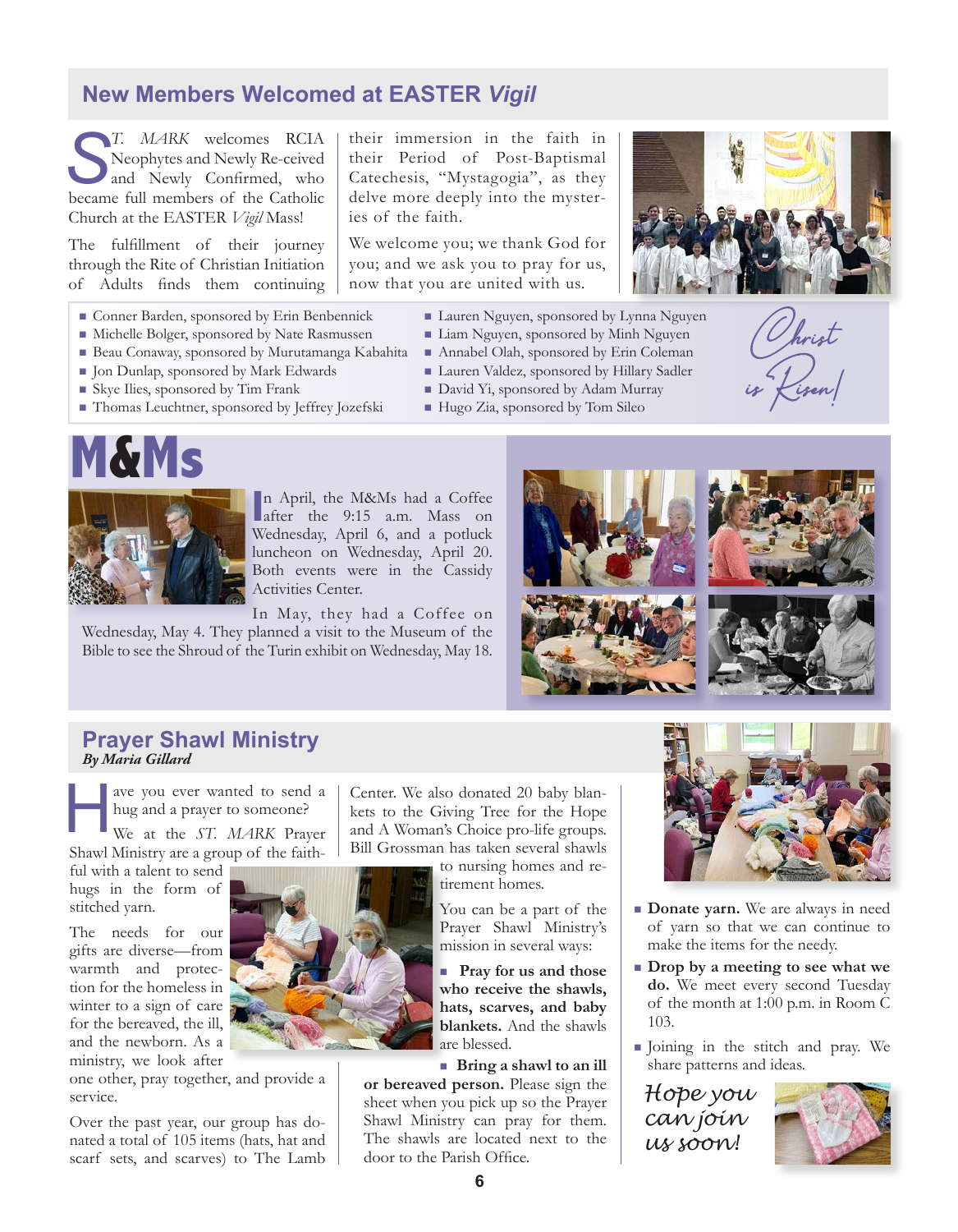## New Members Welcomed at EASTER *Vigil*

ST. MARK welcomes RCIA Neophytes and Newly Re-ceived and Newly Confirmed, who became full members of the Catholic Church at the EASTER *Vigil* Mass!

The fulfillment of their journey through the Rite of Christian Initiation of Adults finds them continuing their immersion in the faith in their Period of Post-Baptismal Catechesis, "Mystagogia", as they delve more deeply into the mysteries of the faith.

We welcome you; we thank God for you; and we ask you to pray for us, now that you are united with us.

- Conner Barden, sponsored by Erin Benbennick
- Michelle Bolger, sponsored by Nate Rasmussen
- Beau Conaway, sponsored by Murutamanga Kabahita
- Jon Dunlap, sponsored by Mark Edwards
- Skye Ilies, sponsored by Tim Frank
- Thomas Leuchtner, sponsored by Jeffrey Jozefski
- Lauren Nguyen, sponsored by Lynna Nguyen
- Liam Nguyen, sponsored by Minh Nguyen
- Annabel Olah, sponsored by Erin Coleman
- Lauren Valdez, sponsored by Hillary Sadler
- David Yi, sponsored by Adam Murray
- Hugo Zia, sponsored by Tom Sileo

*Christ is Risen!*

## M&Ms

In April, the M&Ms had a Coffee after the 9:15 a.m. Mass on Wednesday, April 6, and a potluck luncheon on Wednesday, April 20. Both events were in the Cassidy Activities Center.

In May, they had a Coffee on Wednesday, May 4. They planned a visit to the Museum of the Bible to see the Shroud of the Turin exhibit on Wednesday, May 18.

## Prayer Shawl Ministry

***By Maria Gillard***

Have you ever wanted to send a hug and a prayer to someone?

We at the *ST. MARK* Prayer Shawl Ministry are a group of the faithful with a talent to send hugs in the form of stitched yarn.

The needs for our gifts are diverse—from warmth and protection for the homeless in winter to a sign of care for the bereaved, the ill, and the newborn. As a ministry, we look after one other, pray together, and provide a service.

Over the past year, our group has donated a total of 105 items (hats, hat and scarf sets, and scarves) to The Lamb Center. We also donated 20 baby blankets to the Giving Tree for the Hope and A Woman's Choice pro-life groups. Bill Grossman has taken several shawls to nursing homes and retirement homes.

You can be a part of the Prayer Shawl Ministry's mission in several ways:

- **Pray for us and those who receive the shawls, hats, scarves, and baby blankets.** And the shawls are blessed.
- **Bring a shawl to an ill or bereaved person.** Please sign the sheet when you pick up so the Prayer Shawl Ministry can pray for them. The shawls are located next to the door to the Parish Office.
- **Donate yarn.** We are always in need of yarn so that we can continue to make the items for the needy.
- **Drop by a meeting to see what we do.** We meet every second Tuesday of the month at 1:00 p.m. in Room C 103.
- Joining in the stitch and pray. We share patterns and ideas.

*Hope you can join us soon!*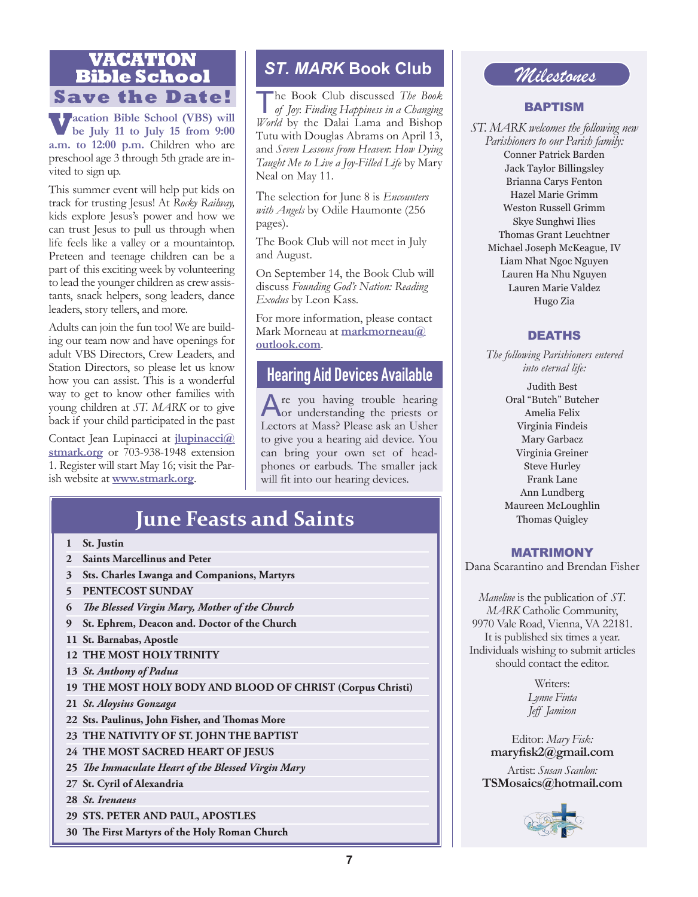## VACATION Bible School
### Save the Date!

**Vacation Bible School (VBS) will be July 11 to July 15 from 9:00 a.m. to 12:00 p.m.** Children who are preschool age 3 through 5th grade are invited to sign up.

This summer event will help put kids on track for trusting Jesus! At *Rocky Railway,* kids explore Jesus's power and how we can trust Jesus to pull us through when life feels like a valley or a mountaintop. Preteen and teenage children can be a part of this exciting week by volunteering to lead the younger children as crew assistants, snack helpers, song leaders, dance leaders, story tellers, and more.

Adults can join the fun too! We are building our team now and have openings for adult VBS Directors, Crew Leaders, and Station Directors, so please let us know how you can assist. This is a wonderful way to get to know other families with young children at *ST. MARK* or to give back if your child participated in the past

Contact Jean Lupinacci at **jlupinacci@stmark.org** or 703-938-1948 extension 1. Register will start May 16; visit the Parish website at **www.stmark.org**.

## *ST. MARK* Book Club

The Book Club discussed *The Book of Joy*: *Finding Happiness in a Changing World* by the Dalai Lama and Bishop Tutu with Douglas Abrams on April 13, and *Seven Lessons from Heaven*: *How Dying Taught Me to Live a Joy-Filled Life* by Mary Neal on May 11.

The selection for June 8 is *Encounters with Angels* by Odile Haumonte (256 pages).

The Book Club will not meet in July and August.

On September 14, the Book Club will discuss *Founding God's Nation: Reading Exodus* by Leon Kass.

For more information, please contact Mark Morneau at **markmorneau@outlook.com**.

## Hearing Aid Devices Available

Are you having trouble hearing or understanding the priests or Lectors at Mass? Please ask an Usher to give you a hearing aid device. You can bring your own set of headphones or earbuds. The smaller jack will fit into our hearing devices.

## June Feasts and Saints

- **1 St. Justin**
- **2 Saints Marcellinus and Peter**
- **3 Sts. Charles Lwanga and Companions, Martyrs**
- **5 PENTECOST SUNDAY**
- **6 *The Blessed Virgin Mary, Mother of the Church***
- **9 St. Ephrem, Deacon and. Doctor of the Church**
- **11 St. Barnabas, Apostle**
- **12 THE MOST HOLY TRINITY**
- **13 *St. Anthony of Padua***
- **19 THE MOST HOLY BODY AND BLOOD OF CHRIST (Corpus Christi)**
- **21 *St. Aloysius Gonzaga***
- **22 Sts. Paulinus, John Fisher, and Thomas More**
- **23 THE NATIVITY OF ST. JOHN THE BAPTIST**
- **24 THE MOST SACRED HEART OF JESUS**
- **25 *The Immaculate Heart of the Blessed Virgin Mary***
- **27 St. Cyril of Alexandria**
- **28 *St. Irenaeus***
- **29 STS. PETER AND PAUL, APOSTLES**
- **30 The First Martyrs of the Holy Roman Church**

## *Milestones*

### BAPTISM

*ST. MARK welcomes the following new Parishioners to our Parish family:*

Conner Patrick Barden
Jack Taylor Billingsley
Brianna Carys Fenton
Hazel Marie Grimm
Weston Russell Grimm
Skye Sunghwi Ilies
Thomas Grant Leuchtner
Michael Joseph McKeague, IV
Liam Nhat Ngoc Nguyen
Lauren Ha Nhu Nguyen
Lauren Marie Valdez
Hugo Zia

### DEATHS

*The following Parishioners entered into eternal life:*

Judith Best
Oral "Butch" Butcher
Amelia Felix
Virginia Findeis
Mary Garbacz
Virginia Greiner
Steve Hurley
Frank Lane
Ann Lundberg
Maureen McLoughlin
Thomas Quigley

### MATRIMONY

Dana Scarantino and Brendan Fisher

*Maneline* is the publication of *ST. MARK* Catholic Community, 9970 Vale Road, Vienna, VA 22181. It is published six times a year. Individuals wishing to submit articles should contact the editor.

Writers:
*Lynne Finta*
*Jeff Jamison*

Editor: *Mary Fisk:*
**maryfisk2@gmail.com**

Artist: *Susan Scanlon:*
**TSMosaics@hotmail.com**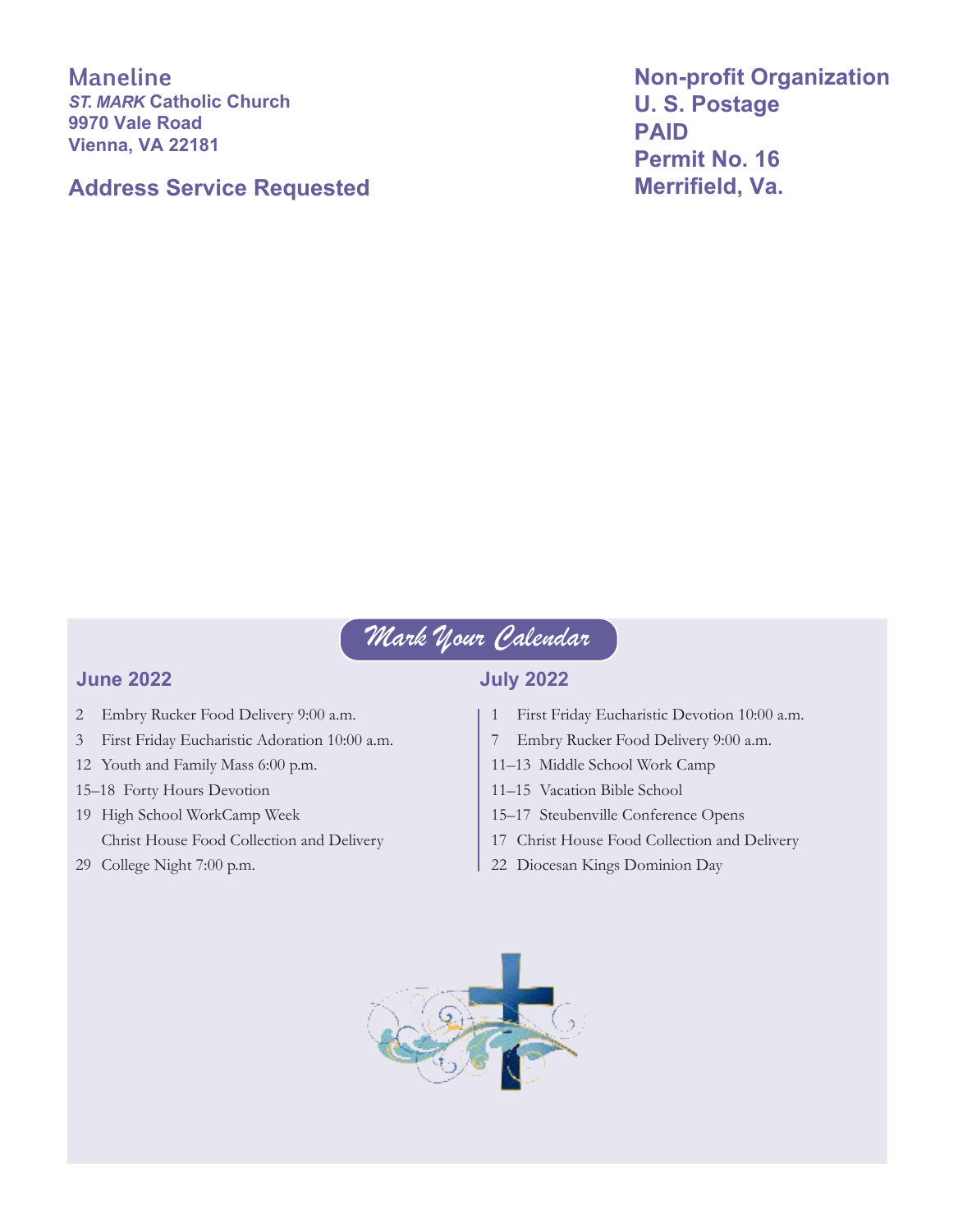**Maneline**
***ST. MARK*** **Catholic Church**
**9970 Vale Road**
**Vienna, VA 22181**

**Address Service Requested**

**Non-profit Organization**
**U. S. Postage**
**PAID**
**Permit No. 16**
**Merrifield, Va.**

## *Mark Your Calendar*

### June 2022

- 2 Embry Rucker Food Delivery 9:00 a.m.
- 3 First Friday Eucharistic Adoration 10:00 a.m.
- 12 Youth and Family Mass 6:00 p.m.
- 15–18 Forty Hours Devotion
- 19 High School WorkCamp Week
  Christ House Food Collection and Delivery
- 29 College Night 7:00 p.m.

### July 2022

- 1 First Friday Eucharistic Devotion 10:00 a.m.
- 7 Embry Rucker Food Delivery 9:00 a.m.
- 11–13 Middle School Work Camp
- 11–15 Vacation Bible School
- 15–17 Steubenville Conference Opens
- 17 Christ House Food Collection and Delivery
- 22 Diocesan Kings Dominion Day